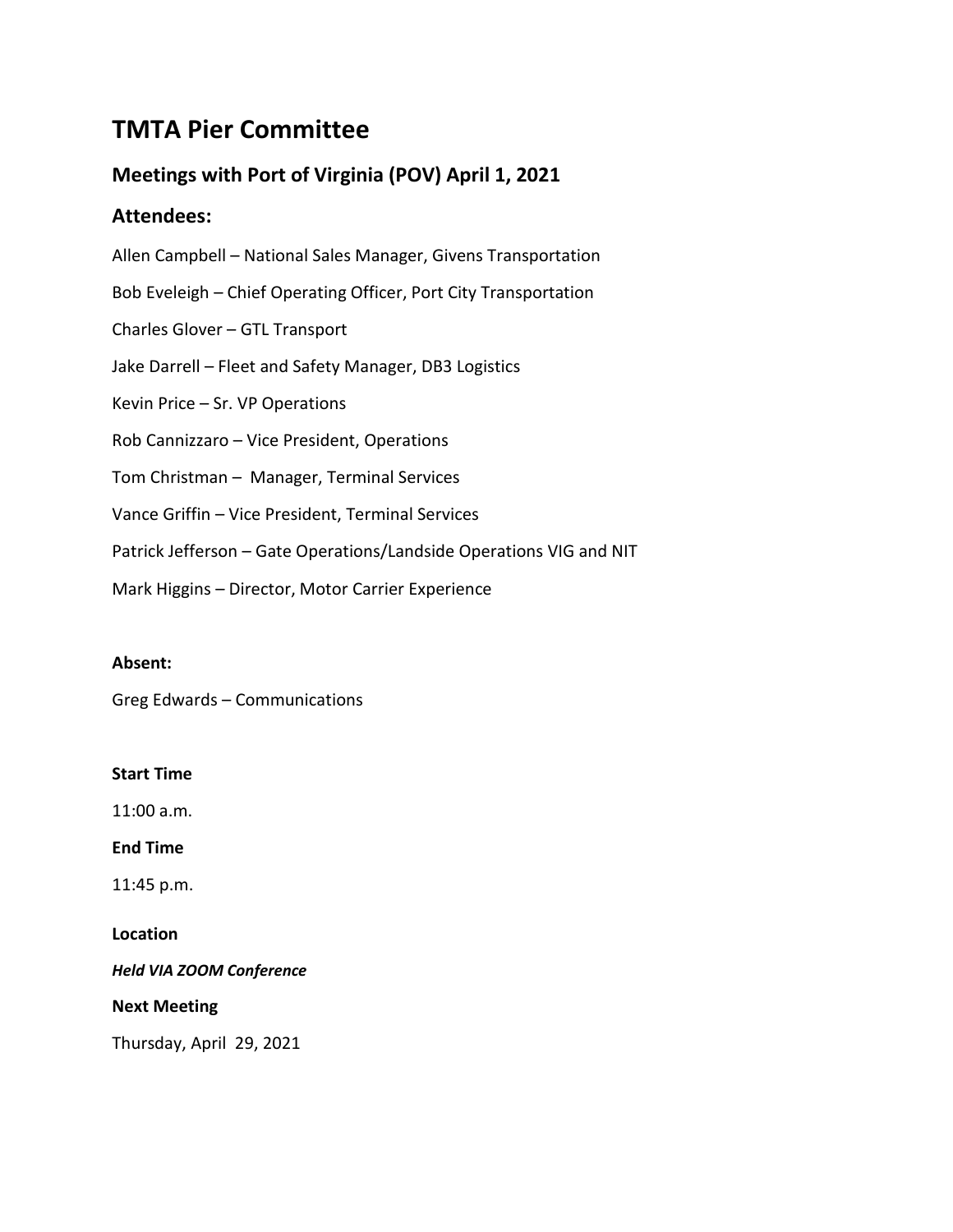# TMTA Pier Committee

## Meetings with Port of Virginia (POV) April 1, 2021

## Attendees:

Allen Campbell – National Sales Manager, Givens Transportation

Bob Eveleigh – Chief Operating Officer, Port City Transportation

Charles Glover – GTL Transport

Jake Darrell – Fleet and Safety Manager, DB3 Logistics

Kevin Price – Sr. VP Operations

Rob Cannizzaro – Vice President, Operations

Tom Christman – Manager, Terminal Services

Vance Griffin – Vice President, Terminal Services

Patrick Jefferson – Gate Operations/Landside Operations VIG and NIT

Mark Higgins – Director, Motor Carrier Experience

**Absent:**

Greg Edwards – Communications

**Start Time**

11:00 a.m.

**End Time**

11:45 p.m.

**Location**

***Held VIA ZOOM Conference***

**Next Meeting**

Thursday, April 29, 2021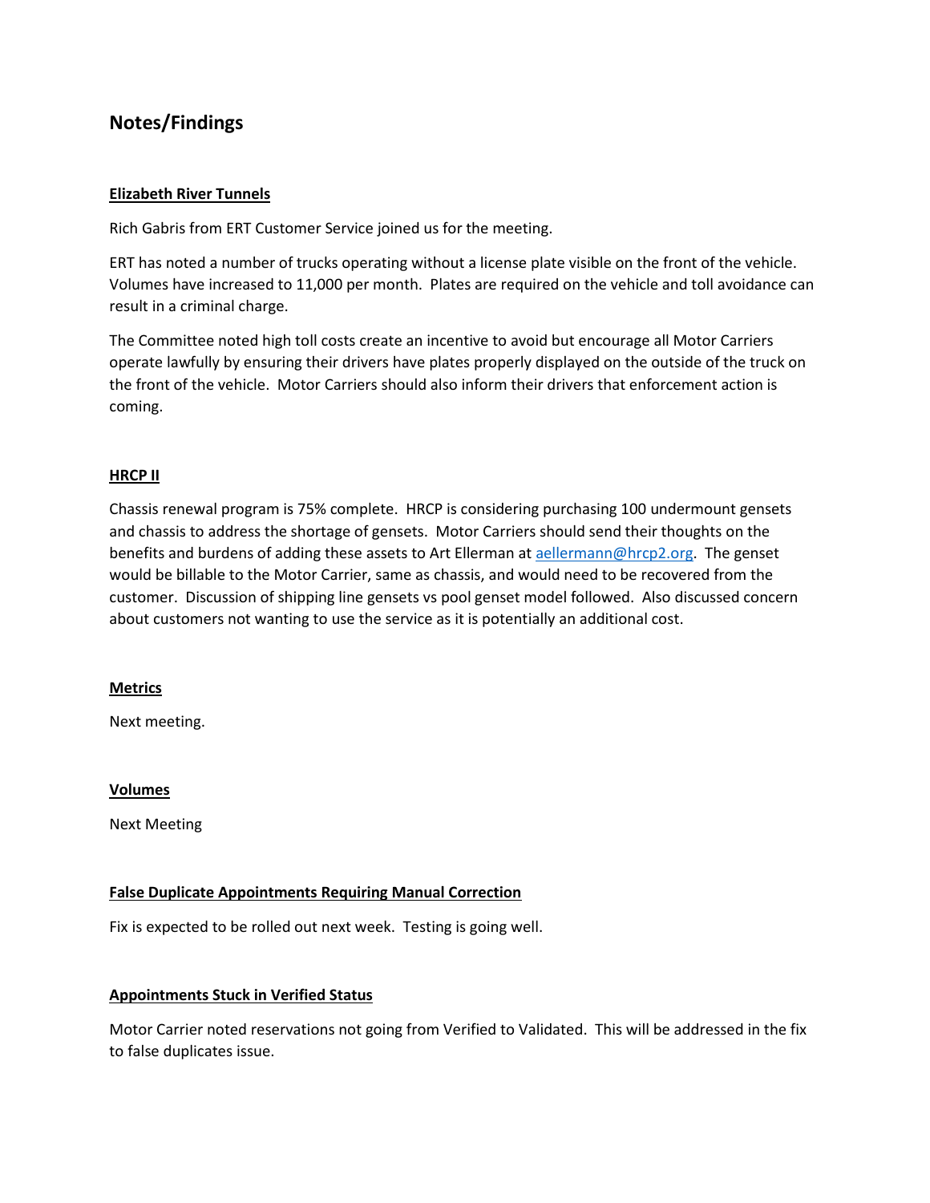## Notes/Findings

**Elizabeth River Tunnels**

Rich Gabris from ERT Customer Service joined us for the meeting.

ERT has noted a number of trucks operating without a license plate visible on the front of the vehicle. Volumes have increased to 11,000 per month. Plates are required on the vehicle and toll avoidance can result in a criminal charge.

The Committee noted high toll costs create an incentive to avoid but encourage all Motor Carriers operate lawfully by ensuring their drivers have plates properly displayed on the outside of the truck on the front of the vehicle. Motor Carriers should also inform their drivers that enforcement action is coming.

**HRCP II**

Chassis renewal program is 75% complete. HRCP is considering purchasing 100 undermount gensets and chassis to address the shortage of gensets. Motor Carriers should send their thoughts on the benefits and burdens of adding these assets to Art Ellerman at aellermann@hrcp2.org. The genset would be billable to the Motor Carrier, same as chassis, and would need to be recovered from the customer. Discussion of shipping line gensets vs pool genset model followed. Also discussed concern about customers not wanting to use the service as it is potentially an additional cost.

**Metrics**

Next meeting.

**Volumes**

Next Meeting

**False Duplicate Appointments Requiring Manual Correction**

Fix is expected to be rolled out next week. Testing is going well.

**Appointments Stuck in Verified Status**

Motor Carrier noted reservations not going from Verified to Validated. This will be addressed in the fix to false duplicates issue.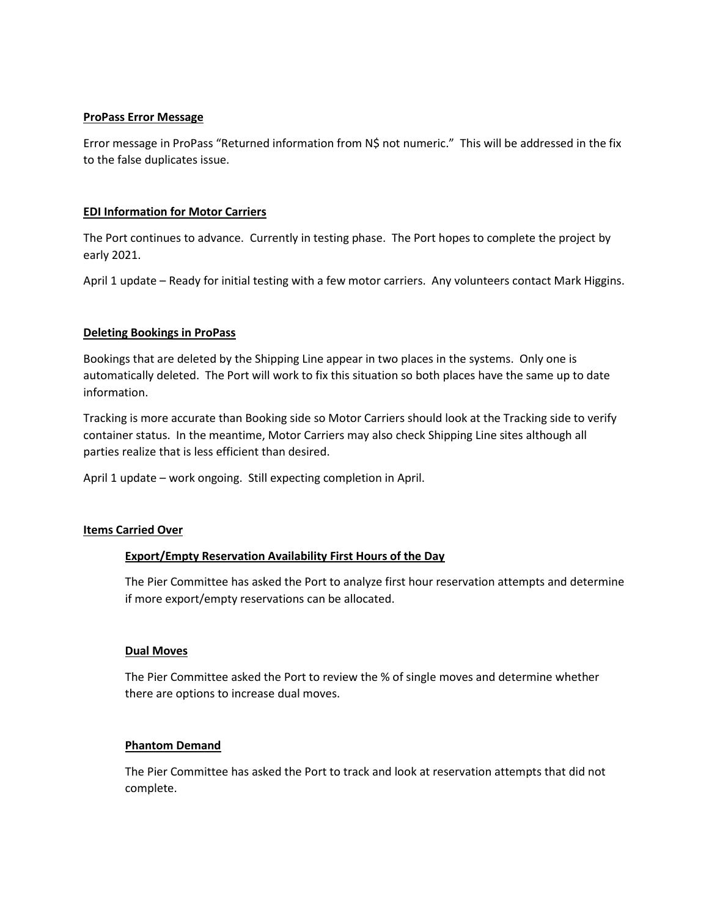**ProPass Error Message**

Error message in ProPass "Returned information from N$ not numeric." This will be addressed in the fix to the false duplicates issue.

**EDI Information for Motor Carriers**

The Port continues to advance. Currently in testing phase. The Port hopes to complete the project by early 2021.

April 1 update – Ready for initial testing with a few motor carriers. Any volunteers contact Mark Higgins.

**Deleting Bookings in ProPass**

Bookings that are deleted by the Shipping Line appear in two places in the systems. Only one is automatically deleted. The Port will work to fix this situation so both places have the same up to date information.

Tracking is more accurate than Booking side so Motor Carriers should look at the Tracking side to verify container status. In the meantime, Motor Carriers may also check Shipping Line sites although all parties realize that is less efficient than desired.

April 1 update – work ongoing. Still expecting completion in April.

**Items Carried Over**

**Export/Empty Reservation Availability First Hours of the Day**

The Pier Committee has asked the Port to analyze first hour reservation attempts and determine if more export/empty reservations can be allocated.

**Dual Moves**

The Pier Committee asked the Port to review the % of single moves and determine whether there are options to increase dual moves.

**Phantom Demand**

The Pier Committee has asked the Port to track and look at reservation attempts that did not complete.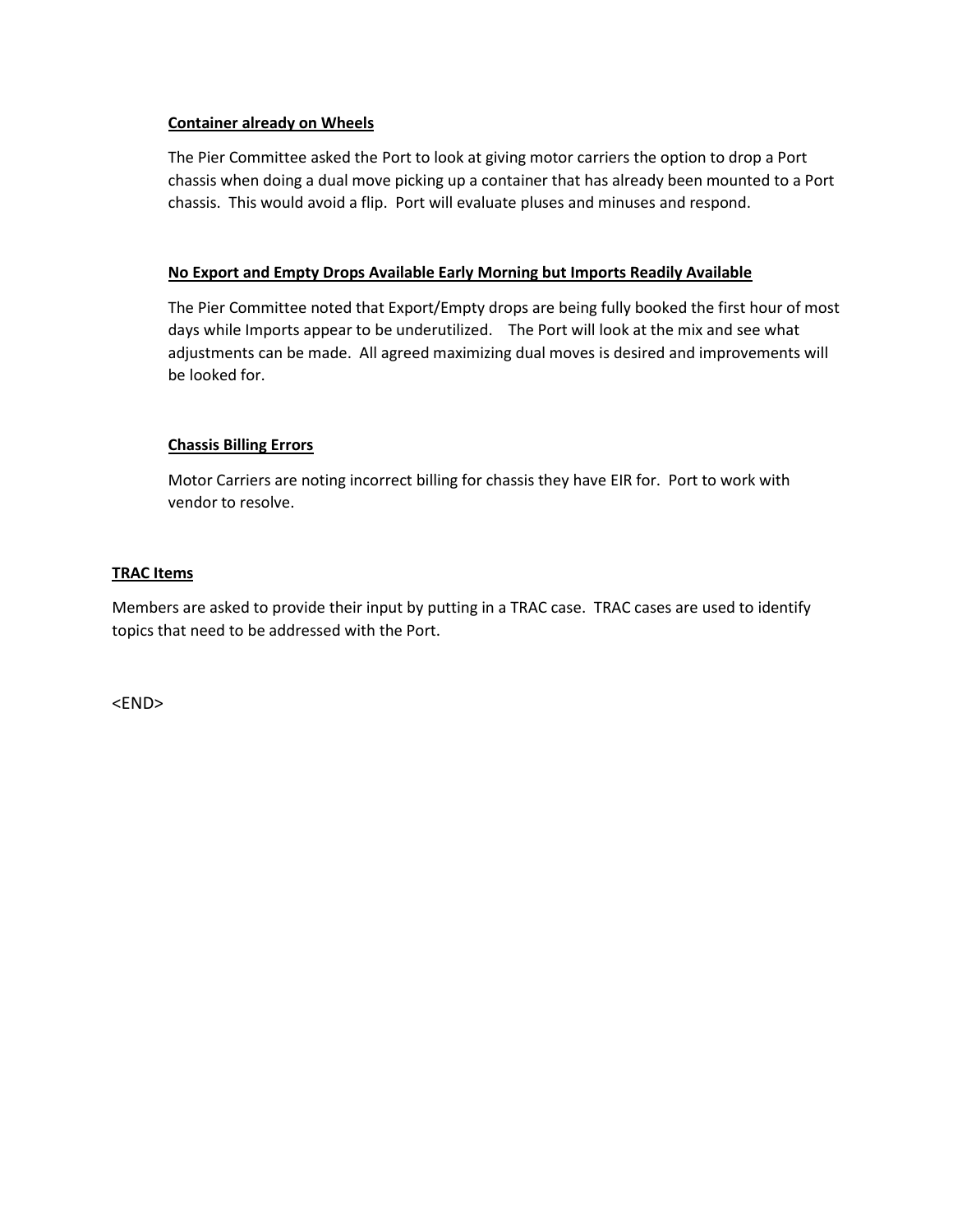**Container already on Wheels**

The Pier Committee asked the Port to look at giving motor carriers the option to drop a Port chassis when doing a dual move picking up a container that has already been mounted to a Port chassis. This would avoid a flip. Port will evaluate pluses and minuses and respond.

**No Export and Empty Drops Available Early Morning but Imports Readily Available**

The Pier Committee noted that Export/Empty drops are being fully booked the first hour of most days while Imports appear to be underutilized. The Port will look at the mix and see what adjustments can be made. All agreed maximizing dual moves is desired and improvements will be looked for.

**Chassis Billing Errors**

Motor Carriers are noting incorrect billing for chassis they have EIR for. Port to work with vendor to resolve.

**TRAC Items**

Members are asked to provide their input by putting in a TRAC case. TRAC cases are used to identify topics that need to be addressed with the Port.

<END>